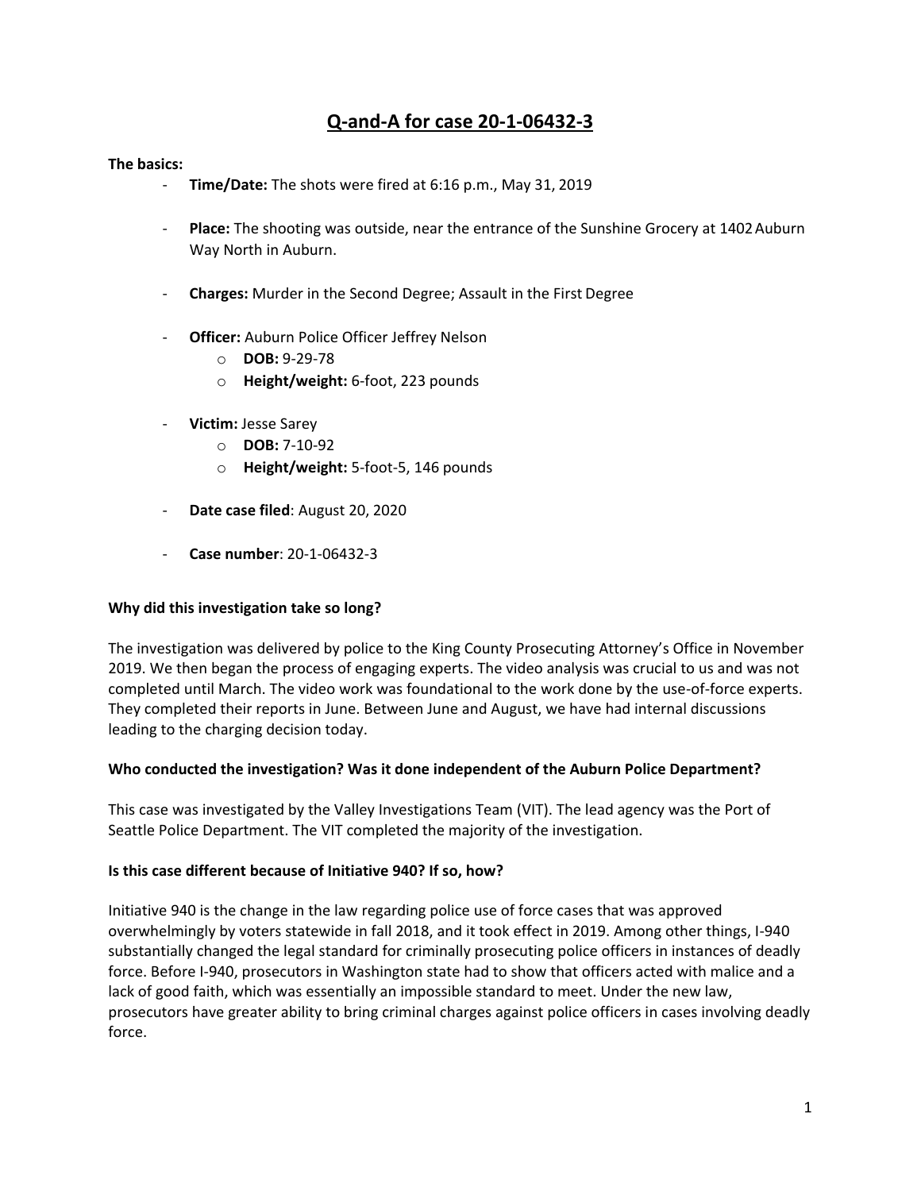# Q-and-A for case 20-1-06432-3

**The basics:**

- **Time/Date:** The shots were fired at 6:16 p.m., May 31, 2019
- **Place:** The shooting was outside, near the entrance of the Sunshine Grocery at 1402 Auburn Way North in Auburn.
- **Charges:** Murder in the Second Degree; Assault in the First Degree
- **Officer:** Auburn Police Officer Jeffrey Nelson
  - **DOB:** 9-29-78
  - **Height/weight:** 6-foot, 223 pounds
- **Victim:** Jesse Sarey
  - **DOB:** 7-10-92
  - **Height/weight:** 5-foot-5, 146 pounds
- **Date case filed**: August 20, 2020
- **Case number**: 20-1-06432-3

**Why did this investigation take so long?**

The investigation was delivered by police to the King County Prosecuting Attorney's Office in November 2019. We then began the process of engaging experts. The video analysis was crucial to us and was not completed until March. The video work was foundational to the work done by the use-of-force experts. They completed their reports in June. Between June and August, we have had internal discussions leading to the charging decision today.

**Who conducted the investigation? Was it done independent of the Auburn Police Department?**

This case was investigated by the Valley Investigations Team (VIT). The lead agency was the Port of Seattle Police Department. The VIT completed the majority of the investigation.

**Is this case different because of Initiative 940? If so, how?**

Initiative 940 is the change in the law regarding police use of force cases that was approved overwhelmingly by voters statewide in fall 2018, and it took effect in 2019. Among other things, I-940 substantially changed the legal standard for criminally prosecuting police officers in instances of deadly force. Before I-940, prosecutors in Washington state had to show that officers acted with malice and a lack of good faith, which was essentially an impossible standard to meet. Under the new law, prosecutors have greater ability to bring criminal charges against police officers in cases involving deadly force.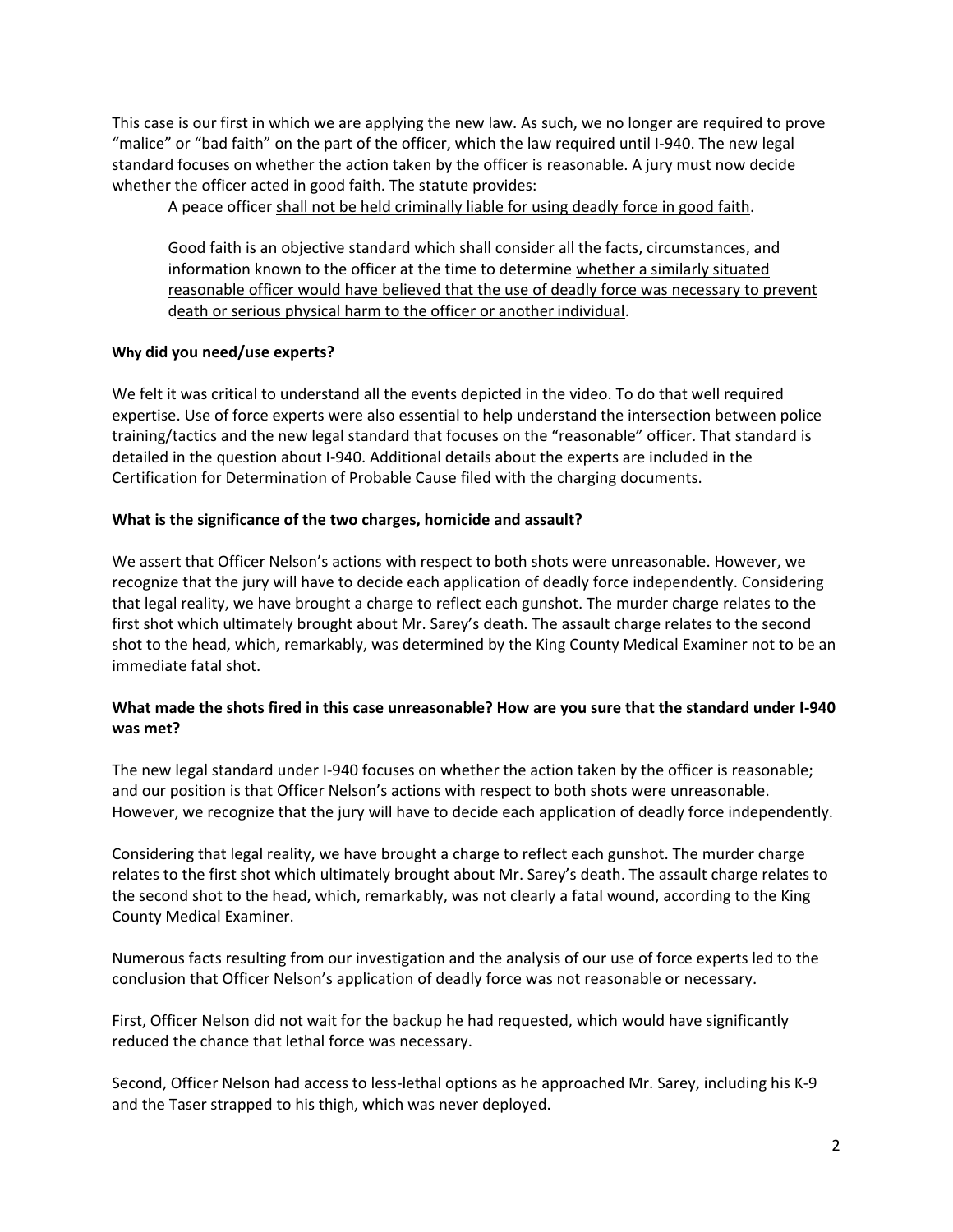This case is our first in which we are applying the new law. As such, we no longer are required to prove "malice" or "bad faith" on the part of the officer, which the law required until I-940. The new legal standard focuses on whether the action taken by the officer is reasonable. A jury must now decide whether the officer acted in good faith. The statute provides:

> A peace officer <u>shall not be held criminally liable for using deadly force in good faith</u>.
>
> Good faith is an objective standard which shall consider all the facts, circumstances, and information known to the officer at the time to determine <u>whether a similarly situated reasonable officer would have believed that the use of deadly force was necessary to prevent death or serious physical harm to the officer or another individual</u>.

**Why did you need/use experts?**

We felt it was critical to understand all the events depicted in the video. To do that well required expertise. Use of force experts were also essential to help understand the intersection between police training/tactics and the new legal standard that focuses on the "reasonable" officer. That standard is detailed in the question about I-940. Additional details about the experts are included in the Certification for Determination of Probable Cause filed with the charging documents.

**What is the significance of the two charges, homicide and assault?**

We assert that Officer Nelson's actions with respect to both shots were unreasonable. However, we recognize that the jury will have to decide each application of deadly force independently. Considering that legal reality, we have brought a charge to reflect each gunshot. The murder charge relates to the first shot which ultimately brought about Mr. Sarey's death. The assault charge relates to the second shot to the head, which, remarkably, was determined by the King County Medical Examiner not to be an immediate fatal shot.

**What made the shots fired in this case unreasonable? How are you sure that the standard under I-940 was met?**

The new legal standard under I-940 focuses on whether the action taken by the officer is reasonable; and our position is that Officer Nelson's actions with respect to both shots were unreasonable. However, we recognize that the jury will have to decide each application of deadly force independently.

Considering that legal reality, we have brought a charge to reflect each gunshot. The murder charge relates to the first shot which ultimately brought about Mr. Sarey's death. The assault charge relates to the second shot to the head, which, remarkably, was not clearly a fatal wound, according to the King County Medical Examiner.

Numerous facts resulting from our investigation and the analysis of our use of force experts led to the conclusion that Officer Nelson's application of deadly force was not reasonable or necessary.

First, Officer Nelson did not wait for the backup he had requested, which would have significantly reduced the chance that lethal force was necessary.

Second, Officer Nelson had access to less-lethal options as he approached Mr. Sarey, including his K-9 and the Taser strapped to his thigh, which was never deployed.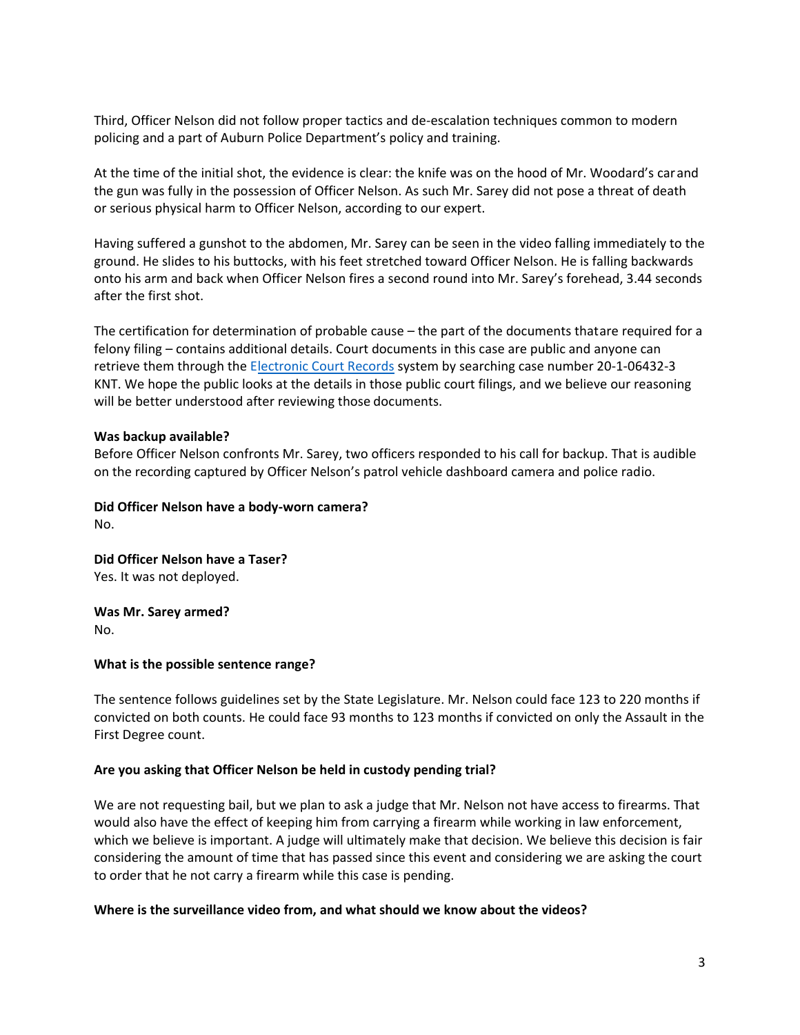Third, Officer Nelson did not follow proper tactics and de-escalation techniques common to modern policing and a part of Auburn Police Department's policy and training.

At the time of the initial shot, the evidence is clear: the knife was on the hood of Mr. Woodard's car and the gun was fully in the possession of Officer Nelson. As such Mr. Sarey did not pose a threat of death or serious physical harm to Officer Nelson, according to our expert.

Having suffered a gunshot to the abdomen, Mr. Sarey can be seen in the video falling immediately to the ground. He slides to his buttocks, with his feet stretched toward Officer Nelson. He is falling backwards onto his arm and back when Officer Nelson fires a second round into Mr. Sarey's forehead, 3.44 seconds after the first shot.

The certification for determination of probable cause – the part of the documents that are required for a felony filing – contains additional details. Court documents in this case are public and anyone can retrieve them through the Electronic Court Records system by searching case number 20-1-06432-3 KNT. We hope the public looks at the details in those public court filings, and we believe our reasoning will be better understood after reviewing those documents.

**Was backup available?**
Before Officer Nelson confronts Mr. Sarey, two officers responded to his call for backup. That is audible on the recording captured by Officer Nelson's patrol vehicle dashboard camera and police radio.

**Did Officer Nelson have a body-worn camera?**
No.

**Did Officer Nelson have a Taser?**
Yes. It was not deployed.

**Was Mr. Sarey armed?**
No.

**What is the possible sentence range?**

The sentence follows guidelines set by the State Legislature. Mr. Nelson could face 123 to 220 months if convicted on both counts. He could face 93 months to 123 months if convicted on only the Assault in the First Degree count.

**Are you asking that Officer Nelson be held in custody pending trial?**

We are not requesting bail, but we plan to ask a judge that Mr. Nelson not have access to firearms. That would also have the effect of keeping him from carrying a firearm while working in law enforcement, which we believe is important. A judge will ultimately make that decision. We believe this decision is fair considering the amount of time that has passed since this event and considering we are asking the court to order that he not carry a firearm while this case is pending.

**Where is the surveillance video from, and what should we know about the videos?**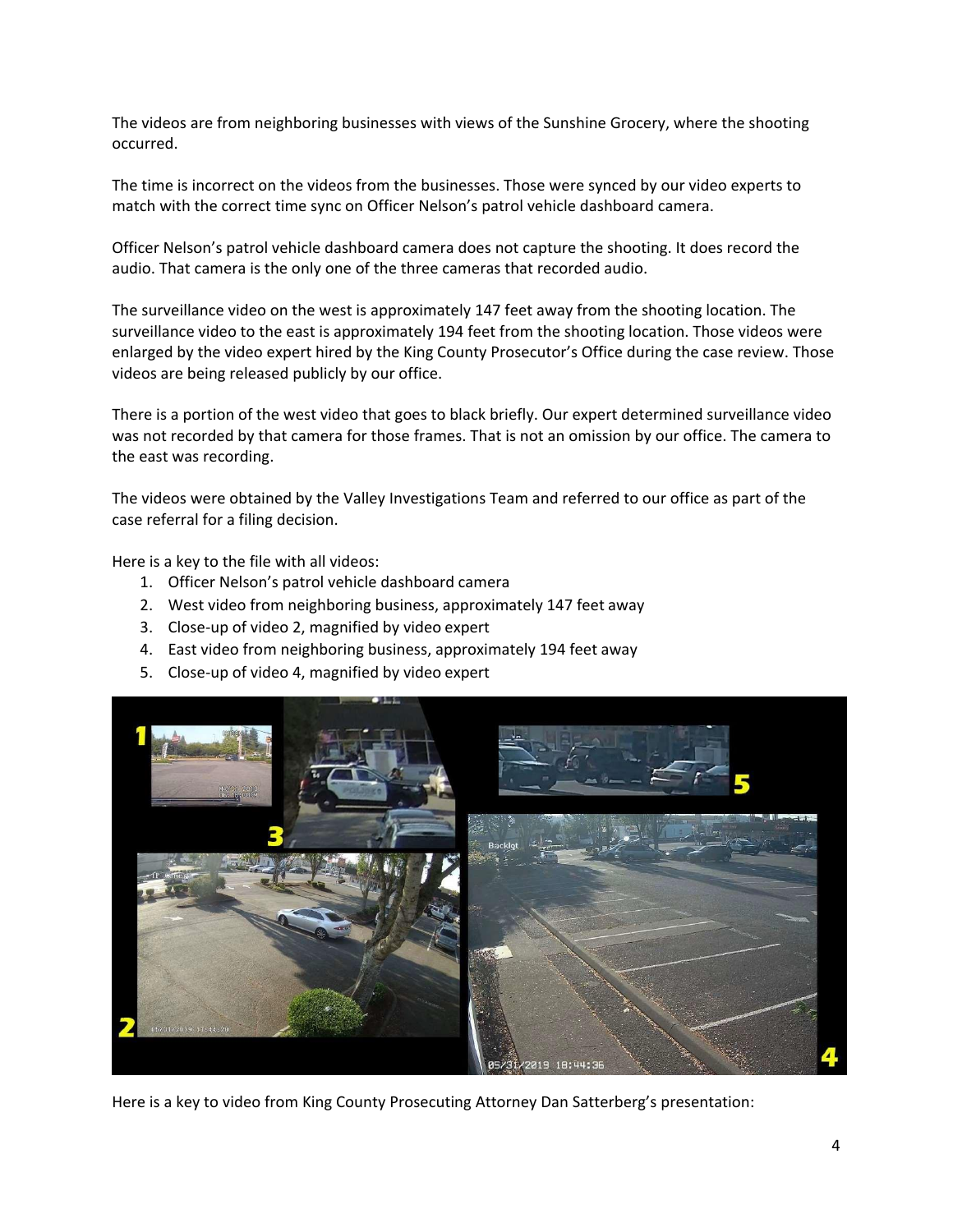The videos are from neighboring businesses with views of the Sunshine Grocery, where the shooting occurred.

The time is incorrect on the videos from the businesses. Those were synced by our video experts to match with the correct time sync on Officer Nelson's patrol vehicle dashboard camera.

Officer Nelson's patrol vehicle dashboard camera does not capture the shooting. It does record the audio. That camera is the only one of the three cameras that recorded audio.

The surveillance video on the west is approximately 147 feet away from the shooting location. The surveillance video to the east is approximately 194 feet from the shooting location. Those videos were enlarged by the video expert hired by the King County Prosecutor's Office during the case review. Those videos are being released publicly by our office.

There is a portion of the west video that goes to black briefly. Our expert determined surveillance video was not recorded by that camera for those frames. That is not an omission by our office. The camera to the east was recording.

The videos were obtained by the Valley Investigations Team and referred to our office as part of the case referral for a filing decision.

Here is a key to the file with all videos:

1. Officer Nelson's patrol vehicle dashboard camera
2. West video from neighboring business, approximately 147 feet away
3. Close-up of video 2, magnified by video expert
4. East video from neighboring business, approximately 194 feet away
5. Close-up of video 4, magnified by video expert

Here is a key to video from King County Prosecuting Attorney Dan Satterberg's presentation: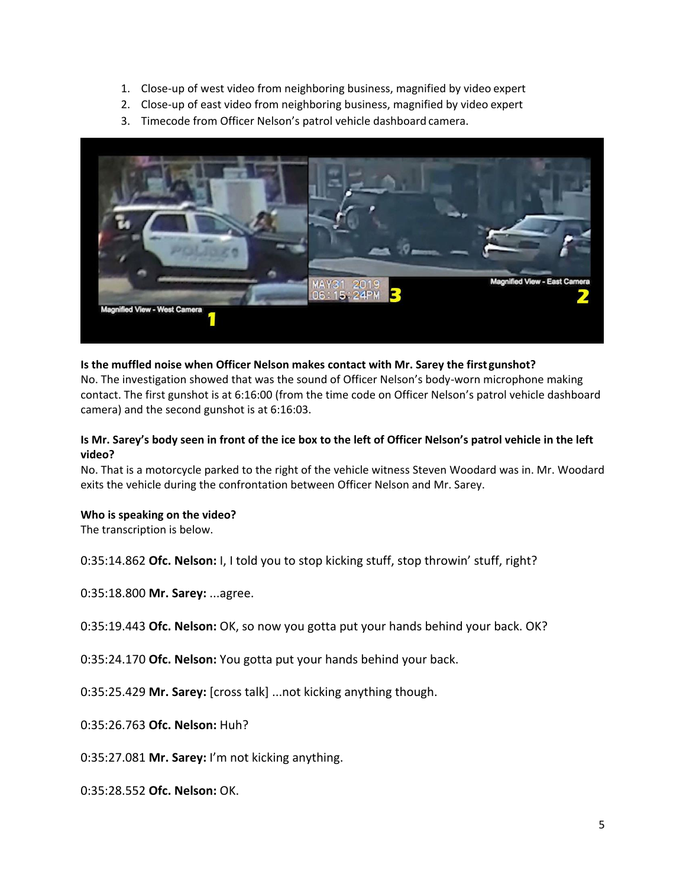1. Close-up of west video from neighboring business, magnified by video expert
2. Close-up of east video from neighboring business, magnified by video expert
3. Timecode from Officer Nelson's patrol vehicle dashboard camera.

**Is the muffled noise when Officer Nelson makes contact with Mr. Sarey the first gunshot?**
No. The investigation showed that was the sound of Officer Nelson's body-worn microphone making contact. The first gunshot is at 6:16:00 (from the time code on Officer Nelson's patrol vehicle dashboard camera) and the second gunshot is at 6:16:03.

**Is Mr. Sarey's body seen in front of the ice box to the left of Officer Nelson's patrol vehicle in the left video?**
No. That is a motorcycle parked to the right of the vehicle witness Steven Woodard was in. Mr. Woodard exits the vehicle during the confrontation between Officer Nelson and Mr. Sarey.

**Who is speaking on the video?**
The transcription is below.

0:35:14.862 **Ofc. Nelson:** I, I told you to stop kicking stuff, stop throwin' stuff, right?

0:35:18.800 **Mr. Sarey:** ...agree.

0:35:19.443 **Ofc. Nelson:** OK, so now you gotta put your hands behind your back. OK?

0:35:24.170 **Ofc. Nelson:** You gotta put your hands behind your back.

0:35:25.429 **Mr. Sarey:** [cross talk] ...not kicking anything though.

0:35:26.763 **Ofc. Nelson:** Huh?

0:35:27.081 **Mr. Sarey:** I'm not kicking anything.

0:35:28.552 **Ofc. Nelson:** OK.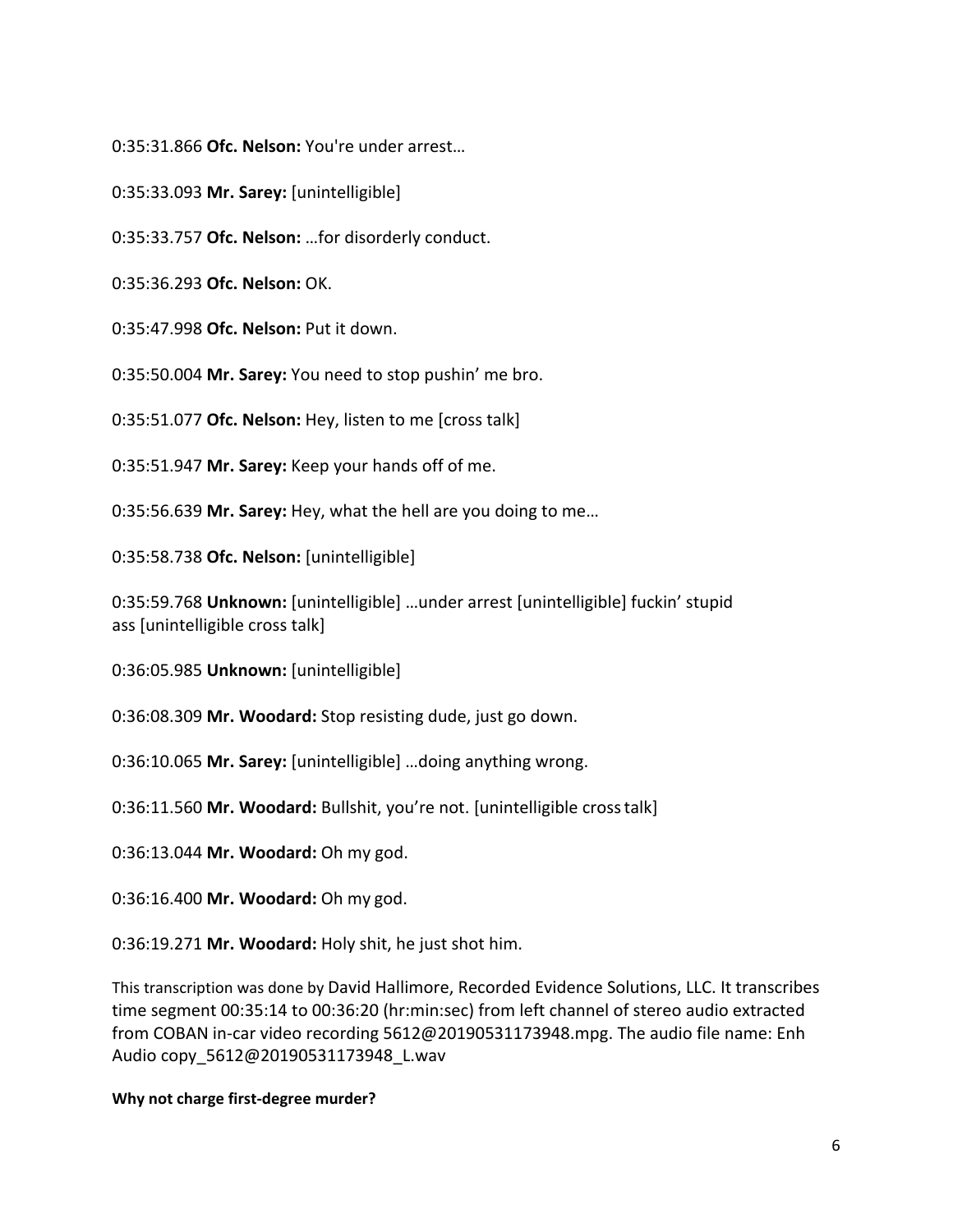0:35:31.866 **Ofc. Nelson:** You're under arrest…

0:35:33.093 **Mr. Sarey:** [unintelligible]

0:35:33.757 **Ofc. Nelson:** …for disorderly conduct.

0:35:36.293 **Ofc. Nelson:** OK.

0:35:47.998 **Ofc. Nelson:** Put it down.

0:35:50.004 **Mr. Sarey:** You need to stop pushin' me bro.

0:35:51.077 **Ofc. Nelson:** Hey, listen to me [cross talk]

0:35:51.947 **Mr. Sarey:** Keep your hands off of me.

0:35:56.639 **Mr. Sarey:** Hey, what the hell are you doing to me…

0:35:58.738 **Ofc. Nelson:** [unintelligible]

0:35:59.768 **Unknown:** [unintelligible] …under arrest [unintelligible] fuckin' stupid ass [unintelligible cross talk]

0:36:05.985 **Unknown:** [unintelligible]

0:36:08.309 **Mr. Woodard:** Stop resisting dude, just go down.

0:36:10.065 **Mr. Sarey:** [unintelligible] …doing anything wrong.

0:36:11.560 **Mr. Woodard:** Bullshit, you're not. [unintelligible cross talk]

0:36:13.044 **Mr. Woodard:** Oh my god.

0:36:16.400 **Mr. Woodard:** Oh my god.

0:36:19.271 **Mr. Woodard:** Holy shit, he just shot him.

This transcription was done by David Hallimore, Recorded Evidence Solutions, LLC. It transcribes time segment 00:35:14 to 00:36:20 (hr:min:sec) from left channel of stereo audio extracted from COBAN in-car video recording 5612@20190531173948.mpg. The audio file name: Enh Audio copy_5612@20190531173948_L.wav

**Why not charge first-degree murder?**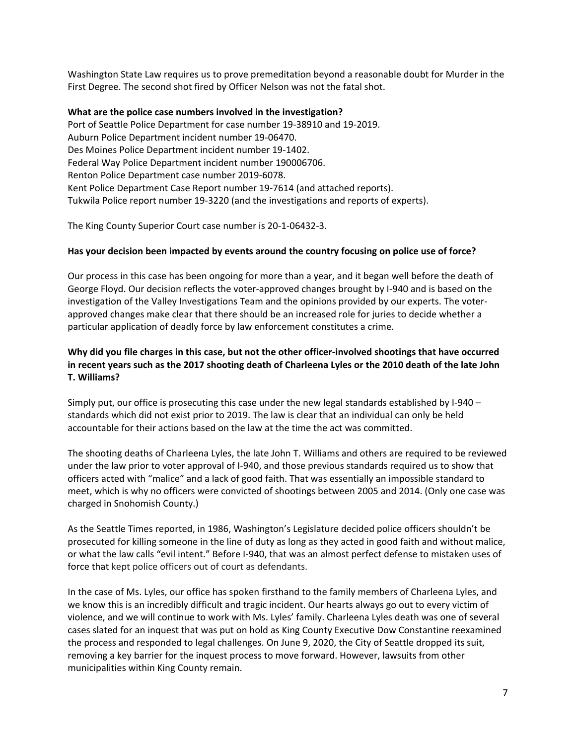Washington State Law requires us to prove premeditation beyond a reasonable doubt for Murder in the First Degree. The second shot fired by Officer Nelson was not the fatal shot.

**What are the police case numbers involved in the investigation?**

Port of Seattle Police Department for case number 19-38910 and 19-2019.
Auburn Police Department incident number 19-06470.
Des Moines Police Department incident number 19-1402.
Federal Way Police Department incident number 190006706.
Renton Police Department case number 2019-6078.
Kent Police Department Case Report number 19-7614 (and attached reports).
Tukwila Police report number 19-3220 (and the investigations and reports of experts).

The King County Superior Court case number is 20-1-06432-3.

**Has your decision been impacted by events around the country focusing on police use of force?**

Our process in this case has been ongoing for more than a year, and it began well before the death of George Floyd. Our decision reflects the voter-approved changes brought by I-940 and is based on the investigation of the Valley Investigations Team and the opinions provided by our experts. The voter-approved changes make clear that there should be an increased role for juries to decide whether a particular application of deadly force by law enforcement constitutes a crime.

**Why did you file charges in this case, but not the other officer-involved shootings that have occurred in recent years such as the 2017 shooting death of Charleena Lyles or the 2010 death of the late John T. Williams?**

Simply put, our office is prosecuting this case under the new legal standards established by I-940 – standards which did not exist prior to 2019. The law is clear that an individual can only be held accountable for their actions based on the law at the time the act was committed.

The shooting deaths of Charleena Lyles, the late John T. Williams and others are required to be reviewed under the law prior to voter approval of I-940, and those previous standards required us to show that officers acted with "malice" and a lack of good faith. That was essentially an impossible standard to meet, which is why no officers were convicted of shootings between 2005 and 2014. (Only one case was charged in Snohomish County.)

As the Seattle Times reported, in 1986, Washington's Legislature decided police officers shouldn't be prosecuted for killing someone in the line of duty as long as they acted in good faith and without malice, or what the law calls "evil intent." Before I-940, that was an almost perfect defense to mistaken uses of force that kept police officers out of court as defendants.

In the case of Ms. Lyles, our office has spoken firsthand to the family members of Charleena Lyles, and we know this is an incredibly difficult and tragic incident. Our hearts always go out to every victim of violence, and we will continue to work with Ms. Lyles' family. Charleena Lyles death was one of several cases slated for an inquest that was put on hold as King County Executive Dow Constantine reexamined the process and responded to legal challenges. On June 9, 2020, the City of Seattle dropped its suit, removing a key barrier for the inquest process to move forward. However, lawsuits from other municipalities within King County remain.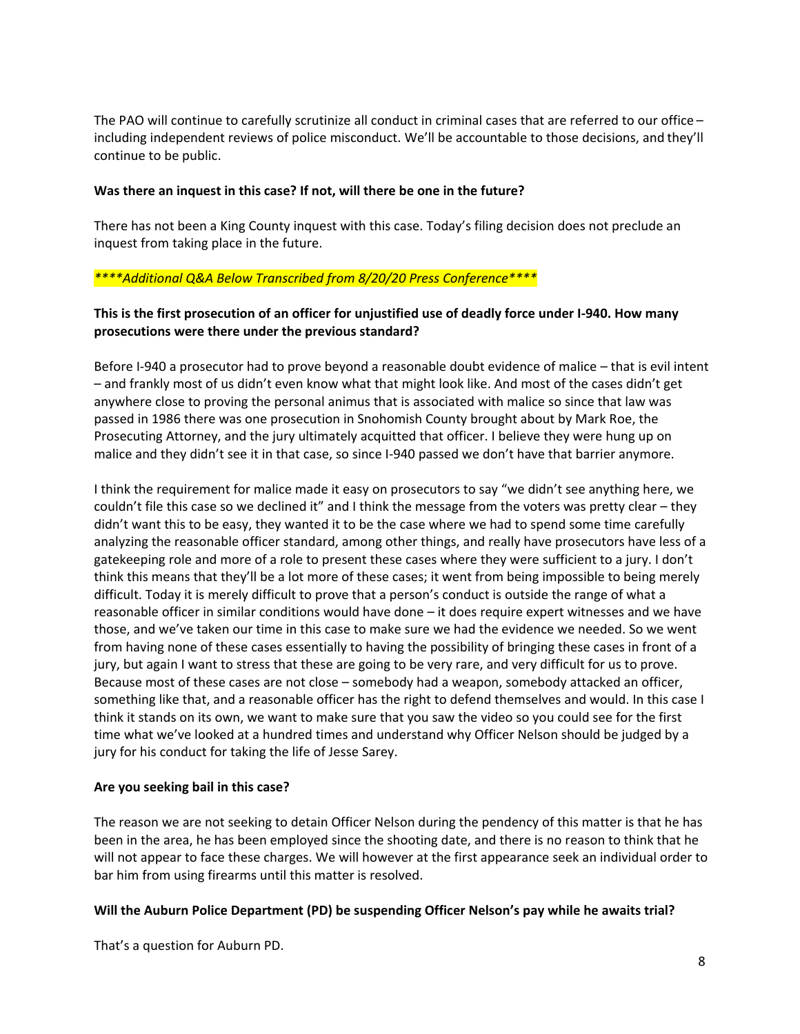The PAO will continue to carefully scrutinize all conduct in criminal cases that are referred to our office – including independent reviews of police misconduct. We'll be accountable to those decisions, and they'll continue to be public.

**Was there an inquest in this case? If not, will there be one in the future?**

There has not been a King County inquest with this case. Today's filing decision does not preclude an inquest from taking place in the future.

*\*\*\*\*Additional Q&A Below Transcribed from 8/20/20 Press Conference\*\*\*\**

**This is the first prosecution of an officer for unjustified use of deadly force under I-940. How many prosecutions were there under the previous standard?**

Before I-940 a prosecutor had to prove beyond a reasonable doubt evidence of malice – that is evil intent – and frankly most of us didn't even know what that might look like. And most of the cases didn't get anywhere close to proving the personal animus that is associated with malice so since that law was passed in 1986 there was one prosecution in Snohomish County brought about by Mark Roe, the Prosecuting Attorney, and the jury ultimately acquitted that officer. I believe they were hung up on malice and they didn't see it in that case, so since I-940 passed we don't have that barrier anymore.

I think the requirement for malice made it easy on prosecutors to say "we didn't see anything here, we couldn't file this case so we declined it" and I think the message from the voters was pretty clear – they didn't want this to be easy, they wanted it to be the case where we had to spend some time carefully analyzing the reasonable officer standard, among other things, and really have prosecutors have less of a gatekeeping role and more of a role to present these cases where they were sufficient to a jury. I don't think this means that they'll be a lot more of these cases; it went from being impossible to being merely difficult. Today it is merely difficult to prove that a person's conduct is outside the range of what a reasonable officer in similar conditions would have done – it does require expert witnesses and we have those, and we've taken our time in this case to make sure we had the evidence we needed. So we went from having none of these cases essentially to having the possibility of bringing these cases in front of a jury, but again I want to stress that these are going to be very rare, and very difficult for us to prove. Because most of these cases are not close – somebody had a weapon, somebody attacked an officer, something like that, and a reasonable officer has the right to defend themselves and would. In this case I think it stands on its own, we want to make sure that you saw the video so you could see for the first time what we've looked at a hundred times and understand why Officer Nelson should be judged by a jury for his conduct for taking the life of Jesse Sarey.

**Are you seeking bail in this case?**

The reason we are not seeking to detain Officer Nelson during the pendency of this matter is that he has been in the area, he has been employed since the shooting date, and there is no reason to think that he will not appear to face these charges. We will however at the first appearance seek an individual order to bar him from using firearms until this matter is resolved.

**Will the Auburn Police Department (PD) be suspending Officer Nelson's pay while he awaits trial?**

That's a question for Auburn PD.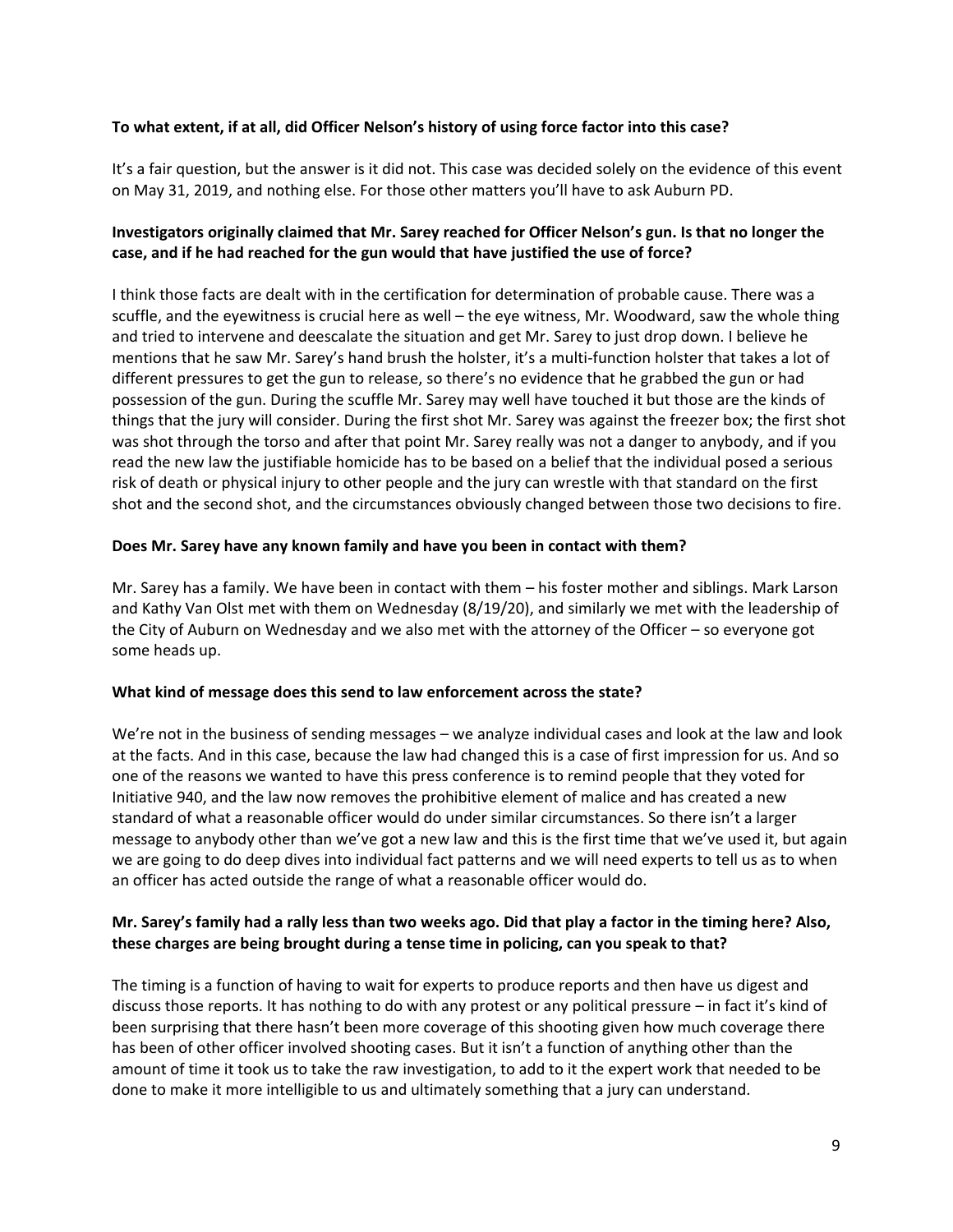**To what extent, if at all, did Officer Nelson's history of using force factor into this case?**

It's a fair question, but the answer is it did not. This case was decided solely on the evidence of this event on May 31, 2019, and nothing else. For those other matters you'll have to ask Auburn PD.

**Investigators originally claimed that Mr. Sarey reached for Officer Nelson's gun. Is that no longer the case, and if he had reached for the gun would that have justified the use of force?**

I think those facts are dealt with in the certification for determination of probable cause. There was a scuffle, and the eyewitness is crucial here as well – the eye witness, Mr. Woodward, saw the whole thing and tried to intervene and deescalate the situation and get Mr. Sarey to just drop down. I believe he mentions that he saw Mr. Sarey's hand brush the holster, it's a multi-function holster that takes a lot of different pressures to get the gun to release, so there's no evidence that he grabbed the gun or had possession of the gun. During the scuffle Mr. Sarey may well have touched it but those are the kinds of things that the jury will consider. During the first shot Mr. Sarey was against the freezer box; the first shot was shot through the torso and after that point Mr. Sarey really was not a danger to anybody, and if you read the new law the justifiable homicide has to be based on a belief that the individual posed a serious risk of death or physical injury to other people and the jury can wrestle with that standard on the first shot and the second shot, and the circumstances obviously changed between those two decisions to fire.

**Does Mr. Sarey have any known family and have you been in contact with them?**

Mr. Sarey has a family. We have been in contact with them – his foster mother and siblings. Mark Larson and Kathy Van Olst met with them on Wednesday (8/19/20), and similarly we met with the leadership of the City of Auburn on Wednesday and we also met with the attorney of the Officer – so everyone got some heads up.

**What kind of message does this send to law enforcement across the state?**

We're not in the business of sending messages – we analyze individual cases and look at the law and look at the facts. And in this case, because the law had changed this is a case of first impression for us. And so one of the reasons we wanted to have this press conference is to remind people that they voted for Initiative 940, and the law now removes the prohibitive element of malice and has created a new standard of what a reasonable officer would do under similar circumstances. So there isn't a larger message to anybody other than we've got a new law and this is the first time that we've used it, but again we are going to do deep dives into individual fact patterns and we will need experts to tell us as to when an officer has acted outside the range of what a reasonable officer would do.

**Mr. Sarey's family had a rally less than two weeks ago. Did that play a factor in the timing here? Also, these charges are being brought during a tense time in policing, can you speak to that?**

The timing is a function of having to wait for experts to produce reports and then have us digest and discuss those reports. It has nothing to do with any protest or any political pressure – in fact it's kind of been surprising that there hasn't been more coverage of this shooting given how much coverage there has been of other officer involved shooting cases. But it isn't a function of anything other than the amount of time it took us to take the raw investigation, to add to it the expert work that needed to be done to make it more intelligible to us and ultimately something that a jury can understand.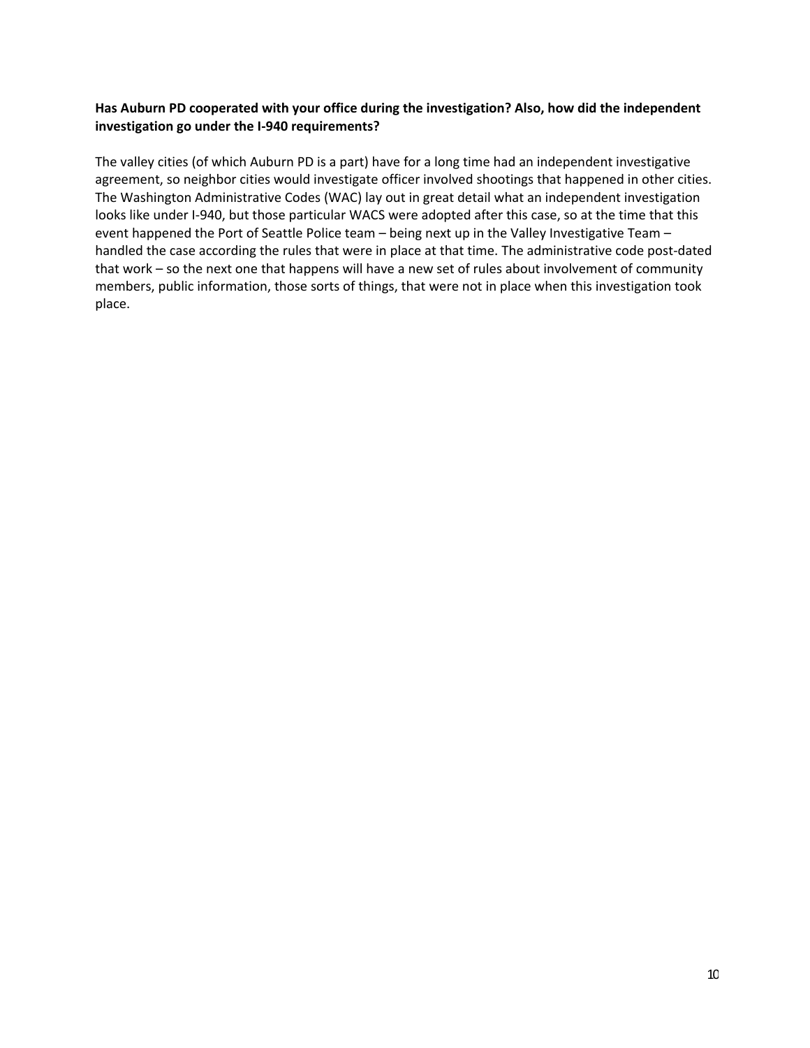**Has Auburn PD cooperated with your office during the investigation? Also, how did the independent investigation go under the I-940 requirements?**

The valley cities (of which Auburn PD is a part) have for a long time had an independent investigative agreement, so neighbor cities would investigate officer involved shootings that happened in other cities. The Washington Administrative Codes (WAC) lay out in great detail what an independent investigation looks like under I-940, but those particular WACS were adopted after this case, so at the time that this event happened the Port of Seattle Police team – being next up in the Valley Investigative Team – handled the case according the rules that were in place at that time. The administrative code post-dated that work – so the next one that happens will have a new set of rules about involvement of community members, public information, those sorts of things, that were not in place when this investigation took place.